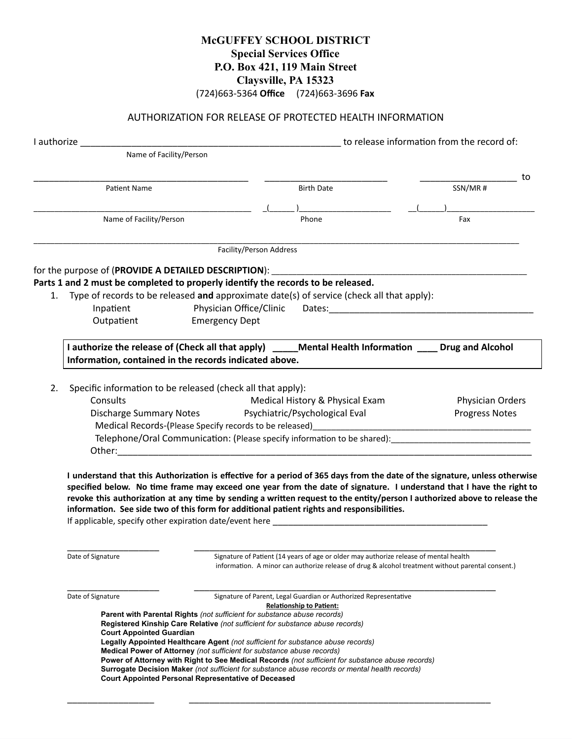**McGUFFEY SCHOOL DISTRICT**
**Special Services Office**
**P.O. Box 421, 119 Main Street**
**Claysville, PA 15323**
(724)663-5364 **Office** (724)663-3696 **Fax**

AUTHORIZATION FOR RELEASE OF PROTECTED HEALTH INFORMATION

I authorize _____________________________________________________ to release information from the record of:
Name of Facility/Person

____________________________________________ __________________________ ____________________ to
Patient Name | Birth Date | SSN/MR #

______________________________________________ _(______)_____________________ __(______)____________________
Name of Facility/Person | Phone | Fax

_____________________________________________________________________________________________________
Facility/Person Address

for the purpose of (**PROVIDE A DETAILED DESCRIPTION**): _____________________________________________________

**Parts 1 and 2 must be completed to properly identify the records to be released.**

1. Type of records to be released **and** approximate date(s) of service (check all that apply):
   - Inpatient
   - Physician Office/Clinic
   - Dates:__________________________________________
   - Outpatient
   - Emergency Dept

**I authorize the release of (Check all that apply) _____Mental Health Information ____ Drug and Alcohol Information, contained in the records indicated above.**

2. Specific information to be released (check all that apply):
   - Consults
   - Medical History & Physical Exam
   - Physician Orders
   - Discharge Summary Notes
   - Psychiatric/Psychological Eval
   - Progress Notes
   - Medical Records-(Please Specify records to be released)_______________________________________________
   - Telephone/Oral Communication: (Please specify information to be shared):______________________________
   - Other:___________________________________________________________________________________________

**I understand that this Authorization is effective for a period of 365 days from the date of the signature, unless otherwise specified below. No time frame may exceed one year from the date of signature. I understand that I have the right to revoke this authorization at any time by sending a written request to the entity/person I authorized above to release the information. See side two of this form for additional patient rights and responsibilities.**

If applicable, specify other expiration date/event here _______________________________________________

____________________ ______________________________________________________________________
Date of Signature | Signature of Patient (14 years of age or older may authorize release of mental health information. A minor can authorize release of drug & alcohol treatment without parental consent.)

____________________ ______________________________________________________________________
Date of Signature | Signature of Parent, Legal Guardian or Authorized Representative

**Relationship to Patient:**

- **Parent with Parental Rights** *(not sufficient for substance abuse records)*
- **Registered Kinship Care Relative** *(not sufficient for substance abuse records)*
- **Court Appointed Guardian**
- **Legally Appointed Healthcare Agent** *(not sufficient for substance abuse records)*
- **Medical Power of Attorney** *(not sufficient for substance abuse records)*
- **Power of Attorney with Right to See Medical Records** *(not sufficient for substance abuse records)*
- **Surrogate Decision Maker** *(not sufficient for substance abuse records or mental health records)*
- **Court Appointed Personal Representative of Deceased**

____________________ ______________________________________________________________________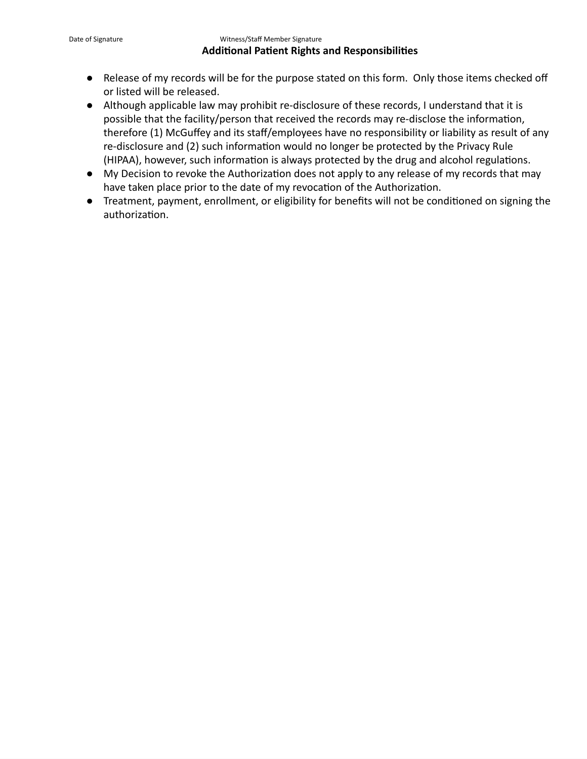Date of Signature Witness/Staff Member Signature

## Additional Patient Rights and Responsibilities

- Release of my records will be for the purpose stated on this form. Only those items checked off or listed will be released.
- Although applicable law may prohibit re-disclosure of these records, I understand that it is possible that the facility/person that received the records may re-disclose the information, therefore (1) McGuffey and its staff/employees have no responsibility or liability as result of any re-disclosure and (2) such information would no longer be protected by the Privacy Rule (HIPAA), however, such information is always protected by the drug and alcohol regulations.
- My Decision to revoke the Authorization does not apply to any release of my records that may have taken place prior to the date of my revocation of the Authorization.
- Treatment, payment, enrollment, or eligibility for benefits will not be conditioned on signing the authorization.